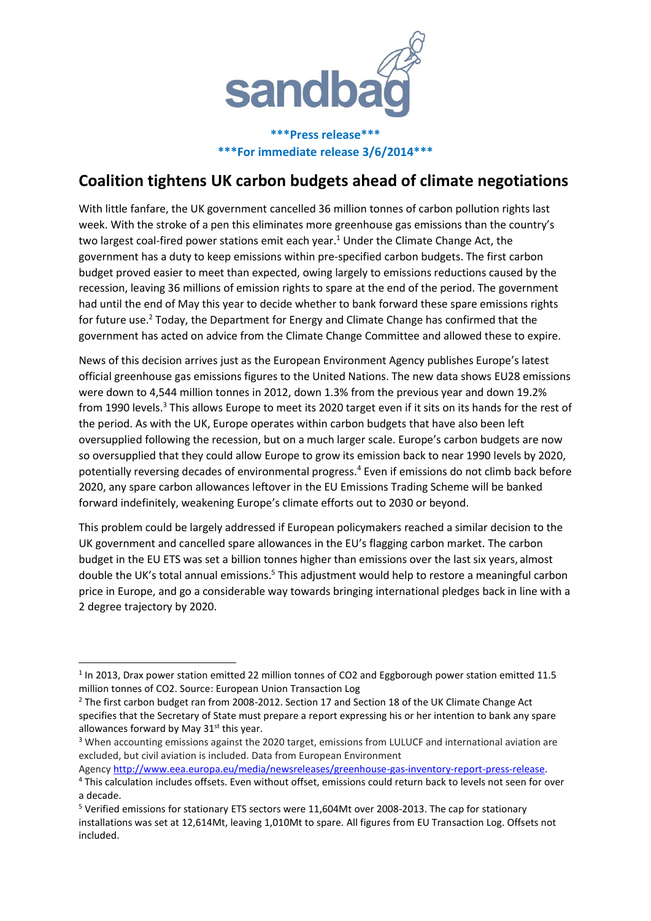sandbag

**\*\*\*Press release\*\*\***

**\*\*\*For immediate release 3/6/2014\*\*\***

# Coalition tightens UK carbon budgets ahead of climate negotiations

With little fanfare, the UK government cancelled 36 million tonnes of carbon pollution rights last week. With the stroke of a pen this eliminates more greenhouse gas emissions than the country's two largest coal-fired power stations emit each year.[1] Under the Climate Change Act, the government has a duty to keep emissions within pre-specified carbon budgets. The first carbon budget proved easier to meet than expected, owing largely to emissions reductions caused by the recession, leaving 36 millions of emission rights to spare at the end of the period. The government had until the end of May this year to decide whether to bank forward these spare emissions rights for future use.[2] Today, the Department for Energy and Climate Change has confirmed that the government has acted on advice from the Climate Change Committee and allowed these to expire.

News of this decision arrives just as the European Environment Agency publishes Europe's latest official greenhouse gas emissions figures to the United Nations. The new data shows EU28 emissions were down to 4,544 million tonnes in 2012, down 1.3% from the previous year and down 19.2% from 1990 levels.[3] This allows Europe to meet its 2020 target even if it sits on its hands for the rest of the period. As with the UK, Europe operates within carbon budgets that have also been left oversupplied following the recession, but on a much larger scale. Europe's carbon budgets are now so oversupplied that they could allow Europe to grow its emission back to near 1990 levels by 2020, potentially reversing decades of environmental progress.[4] Even if emissions do not climb back before 2020, any spare carbon allowances leftover in the EU Emissions Trading Scheme will be banked forward indefinitely, weakening Europe's climate efforts out to 2030 or beyond.

This problem could be largely addressed if European policymakers reached a similar decision to the UK government and cancelled spare allowances in the EU's flagging carbon market. The carbon budget in the EU ETS was set a billion tonnes higher than emissions over the last six years, almost double the UK's total annual emissions.[5] This adjustment would help to restore a meaningful carbon price in Europe, and go a considerable way towards bringing international pledges back in line with a 2 degree trajectory by 2020.

---

[1] In 2013, Drax power station emitted 22 million tonnes of CO2 and Eggborough power station emitted 11.5 million tonnes of CO2. Source: European Union Transaction Log

[2] The first carbon budget ran from 2008-2012. Section 17 and Section 18 of the UK Climate Change Act specifies that the Secretary of State must prepare a report expressing his or her intention to bank any spare allowances forward by May 31st this year.

[3] When accounting emissions against the 2020 target, emissions from LULUCF and international aviation are excluded, but civil aviation is included. Data from European Environment Agency http://www.eea.europa.eu/media/newsreleases/greenhouse-gas-inventory-report-press-release.

[4] This calculation includes offsets. Even without offset, emissions could return back to levels not seen for over a decade.

[5] Verified emissions for stationary ETS sectors were 11,604Mt over 2008-2013. The cap for stationary installations was set at 12,614Mt, leaving 1,010Mt to spare. All figures from EU Transaction Log. Offsets not included.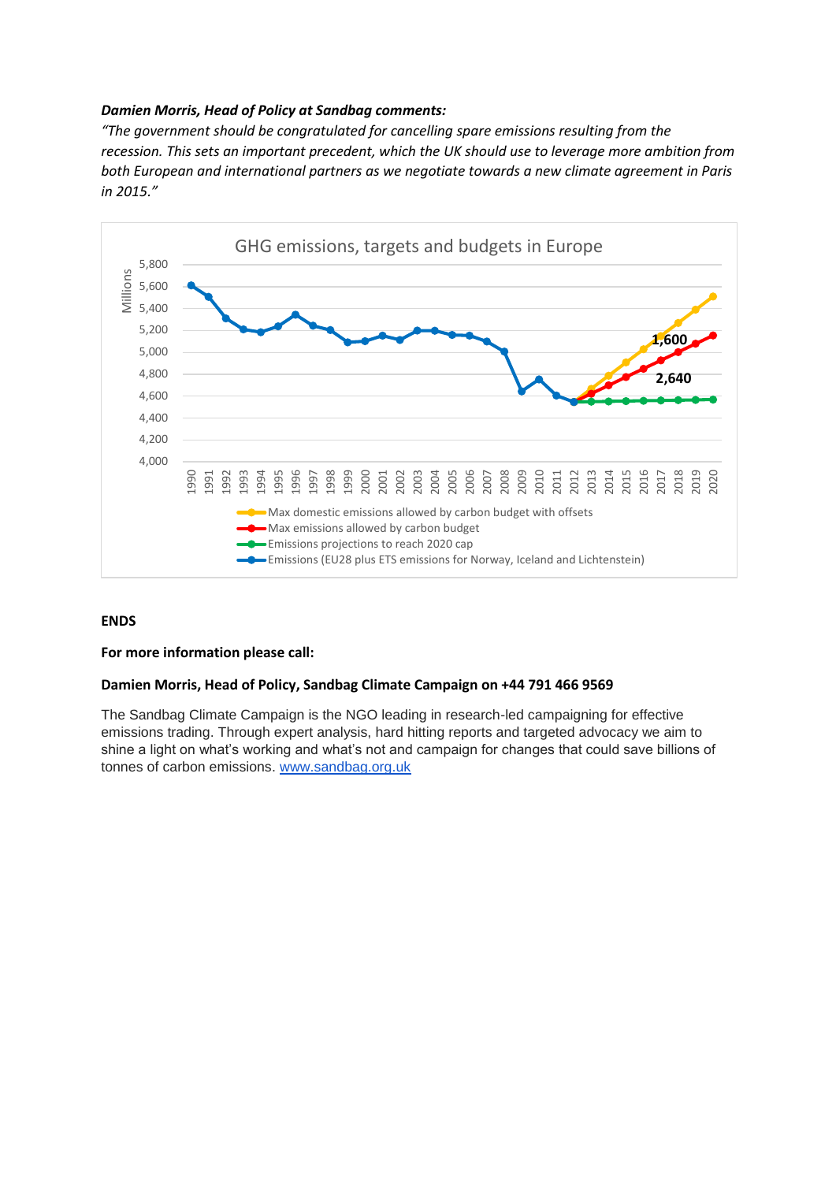***Damien Morris, Head of Policy at Sandbag comments:***

*"The government should be congratulated for cancelling spare emissions resulting from the recession. This sets an important precedent, which the UK should use to leverage more ambition from both European and international partners as we negotiate towards a new climate agreement in Paris in 2015."*

GHG emissions, targets and budgets in Europe

Millions

5,800
5,600
5,400
5,200
5,000
4,800
4,600
4,400
4,200
4,000

1990 1991 1992 1993 1994 1995 1996 1997 1998 1999 2000 2001 2002 2003 2004 2005 2006 2007 2008 2009 2010 2011 2012 2013 2014 2015 2016 2017 2018 2019 2020

1,600

2,640

Max domestic emissions allowed by carbon budget with offsets
Max emissions allowed by carbon budget
Emissions projections to reach 2020 cap
Emissions (EU28 plus ETS emissions for Norway, Iceland and Lichtenstein)

**ENDS**

**For more information please call:**

**Damien Morris, Head of Policy, Sandbag Climate Campaign on +44 791 466 9569**

The Sandbag Climate Campaign is the NGO leading in research-led campaigning for effective emissions trading. Through expert analysis, hard hitting reports and targeted advocacy we aim to shine a light on what's working and what's not and campaign for changes that could save billions of tonnes of carbon emissions. [www.sandbag.org.uk](http://www.sandbag.org.uk)